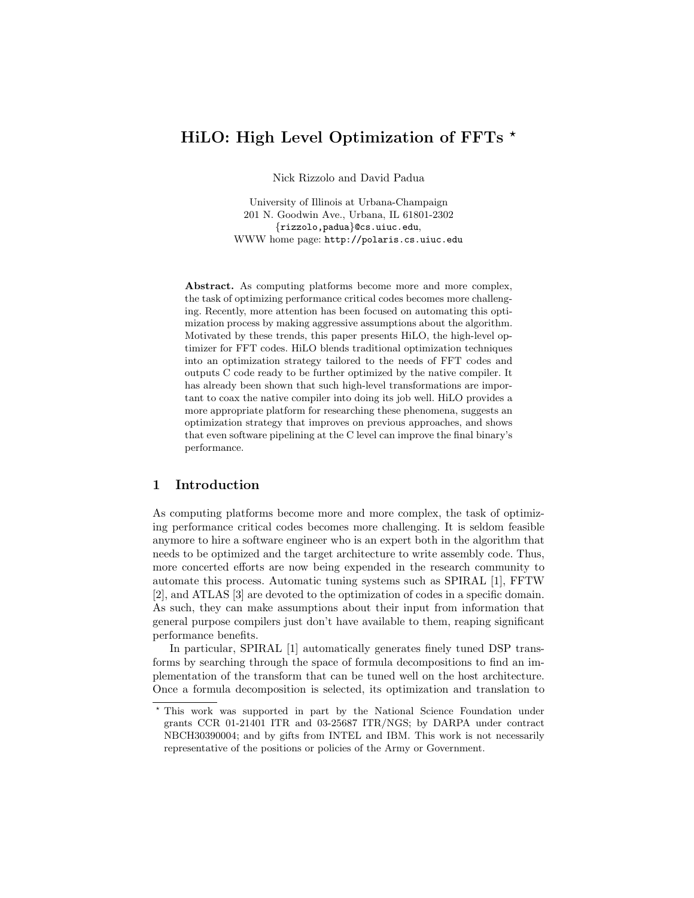# HiLO: High Level Optimization of FFTs ⋆

Nick Rizzolo and David Padua

University of Illinois at Urbana-Champaign
201 N. Goodwin Ave., Urbana, IL 61801-2302
{rizzolo,padua}@cs.uiuc.edu,
WWW home page: http://polaris.cs.uiuc.edu

**Abstract.** As computing platforms become more and more complex, the task of optimizing performance critical codes becomes more challenging. Recently, more attention has been focused on automating this optimization process by making aggressive assumptions about the algorithm. Motivated by these trends, this paper presents HiLO, the high-level optimizer for FFT codes. HiLO blends traditional optimization techniques into an optimization strategy tailored to the needs of FFT codes and outputs C code ready to be further optimized by the native compiler. It has already been shown that such high-level transformations are important to coax the native compiler into doing its job well. HiLO provides a more appropriate platform for researching these phenomena, suggests an optimization strategy that improves on previous approaches, and shows that even software pipelining at the C level can improve the final binary's performance.

## 1 Introduction

As computing platforms become more and more complex, the task of optimizing performance critical codes becomes more challenging. It is seldom feasible anymore to hire a software engineer who is an expert both in the algorithm that needs to be optimized and the target architecture to write assembly code. Thus, more concerted efforts are now being expended in the research community to automate this process. Automatic tuning systems such as SPIRAL [1], FFTW [2], and ATLAS [3] are devoted to the optimization of codes in a specific domain. As such, they can make assumptions about their input from information that general purpose compilers just don't have available to them, reaping significant performance benefits.

In particular, SPIRAL [1] automatically generates finely tuned DSP transforms by searching through the space of formula decompositions to find an implementation of the transform that can be tuned well on the host architecture. Once a formula decomposition is selected, its optimization and translation to

⋆ This work was supported in part by the National Science Foundation under grants CCR 01-21401 ITR and 03-25687 ITR/NGS; by DARPA under contract NBCH30390004; and by gifts from INTEL and IBM. This work is not necessarily representative of the positions or policies of the Army or Government.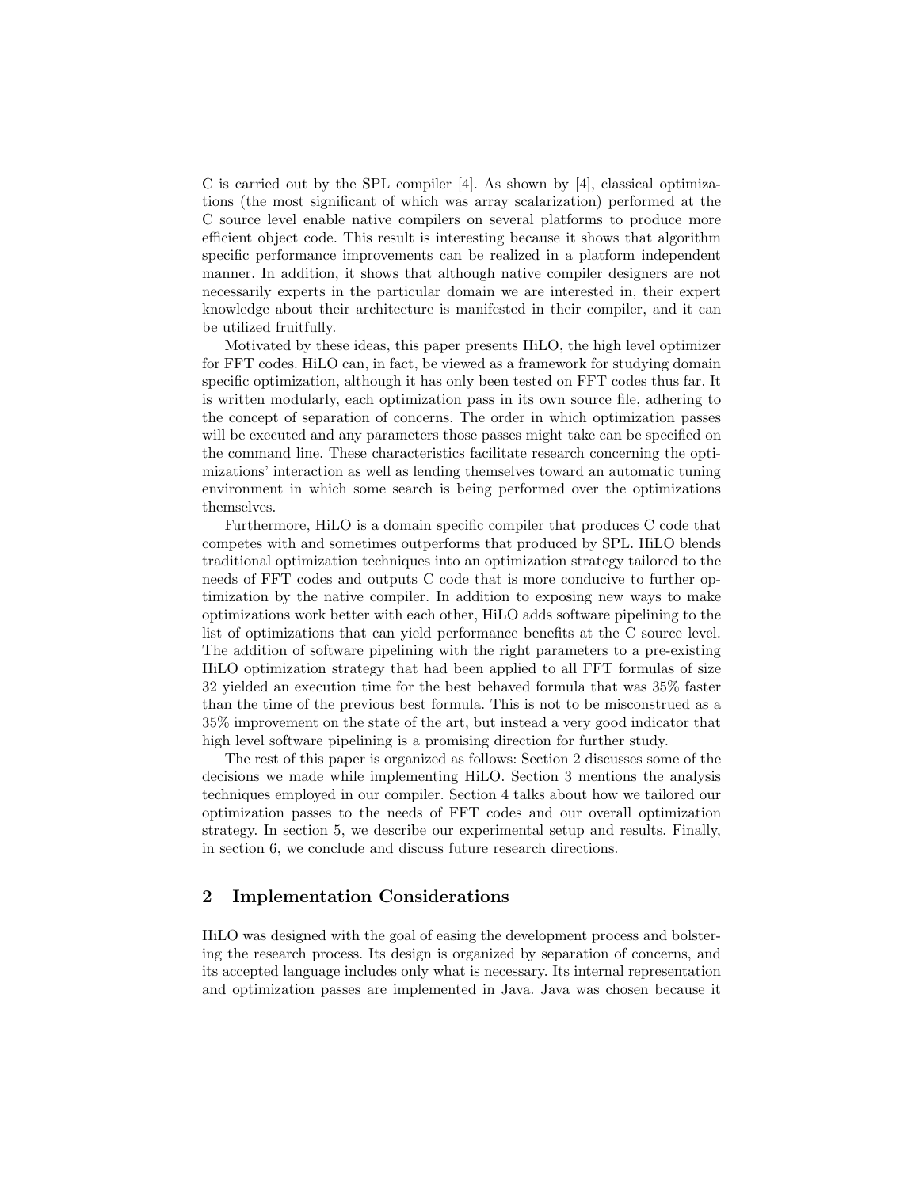C is carried out by the SPL compiler [4]. As shown by [4], classical optimizations (the most significant of which was array scalarization) performed at the C source level enable native compilers on several platforms to produce more efficient object code. This result is interesting because it shows that algorithm specific performance improvements can be realized in a platform independent manner. In addition, it shows that although native compiler designers are not necessarily experts in the particular domain we are interested in, their expert knowledge about their architecture is manifested in their compiler, and it can be utilized fruitfully.

Motivated by these ideas, this paper presents HiLO, the high level optimizer for FFT codes. HiLO can, in fact, be viewed as a framework for studying domain specific optimization, although it has only been tested on FFT codes thus far. It is written modularly, each optimization pass in its own source file, adhering to the concept of separation of concerns. The order in which optimization passes will be executed and any parameters those passes might take can be specified on the command line. These characteristics facilitate research concerning the optimizations' interaction as well as lending themselves toward an automatic tuning environment in which some search is being performed over the optimizations themselves.

Furthermore, HiLO is a domain specific compiler that produces C code that competes with and sometimes outperforms that produced by SPL. HiLO blends traditional optimization techniques into an optimization strategy tailored to the needs of FFT codes and outputs C code that is more conducive to further optimization by the native compiler. In addition to exposing new ways to make optimizations work better with each other, HiLO adds software pipelining to the list of optimizations that can yield performance benefits at the C source level. The addition of software pipelining with the right parameters to a pre-existing HiLO optimization strategy that had been applied to all FFT formulas of size 32 yielded an execution time for the best behaved formula that was 35% faster than the time of the previous best formula. This is not to be misconstrued as a 35% improvement on the state of the art, but instead a very good indicator that high level software pipelining is a promising direction for further study.

The rest of this paper is organized as follows: Section 2 discusses some of the decisions we made while implementing HiLO. Section 3 mentions the analysis techniques employed in our compiler. Section 4 talks about how we tailored our optimization passes to the needs of FFT codes and our overall optimization strategy. In section 5, we describe our experimental setup and results. Finally, in section 6, we conclude and discuss future research directions.

## 2 Implementation Considerations

HiLO was designed with the goal of easing the development process and bolstering the research process. Its design is organized by separation of concerns, and its accepted language includes only what is necessary. Its internal representation and optimization passes are implemented in Java. Java was chosen because it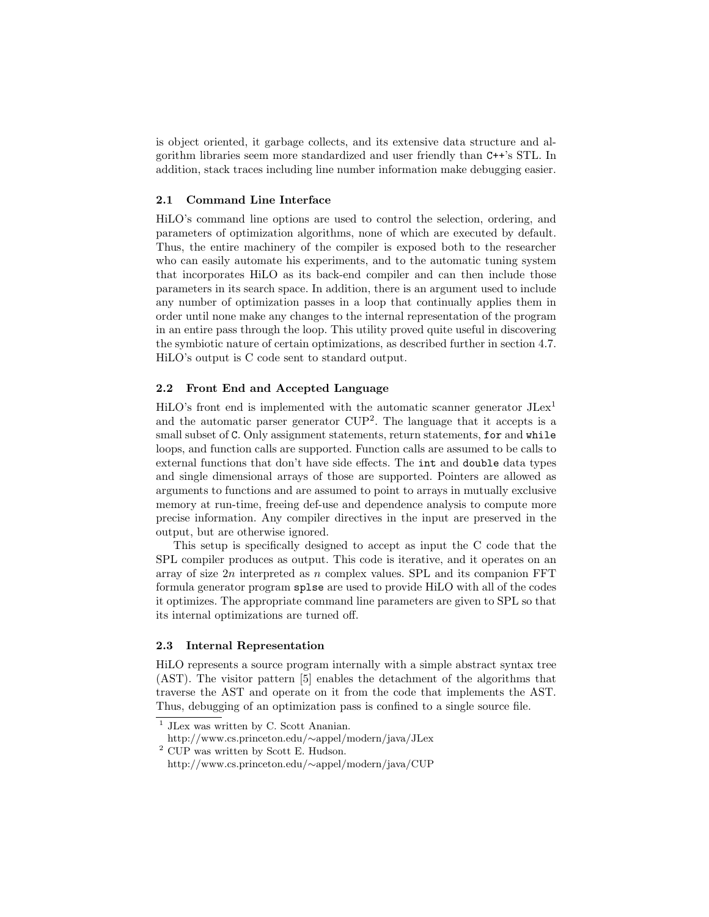is object oriented, it garbage collects, and its extensive data structure and algorithm libraries seem more standardized and user friendly than C++'s STL. In addition, stack traces including line number information make debugging easier.

### 2.1 Command Line Interface

HiLO's command line options are used to control the selection, ordering, and parameters of optimization algorithms, none of which are executed by default. Thus, the entire machinery of the compiler is exposed both to the researcher who can easily automate his experiments, and to the automatic tuning system that incorporates HiLO as its back-end compiler and can then include those parameters in its search space. In addition, there is an argument used to include any number of optimization passes in a loop that continually applies them in order until none make any changes to the internal representation of the program in an entire pass through the loop. This utility proved quite useful in discovering the symbiotic nature of certain optimizations, as described further in section 4.7. HiLO's output is C code sent to standard output.

### 2.2 Front End and Accepted Language

HiLO's front end is implemented with the automatic scanner generator JLex[1] and the automatic parser generator CUP[2]. The language that it accepts is a small subset of C. Only assignment statements, return statements, `for` and `while` loops, and function calls are supported. Function calls are assumed to be calls to external functions that don't have side effects. The `int` and `double` data types and single dimensional arrays of those are supported. Pointers are allowed as arguments to functions and are assumed to point to arrays in mutually exclusive memory at run-time, freeing def-use and dependence analysis to compute more precise information. Any compiler directives in the input are preserved in the output, but are otherwise ignored.

This setup is specifically designed to accept as input the C code that the SPL compiler produces as output. This code is iterative, and it operates on an array of size $2n$ interpreted as $n$ complex values. SPL and its companion FFT formula generator program `splse` are used to provide HiLO with all of the codes it optimizes. The appropriate command line parameters are given to SPL so that its internal optimizations are turned off.

### 2.3 Internal Representation

HiLO represents a source program internally with a simple abstract syntax tree (AST). The visitor pattern [5] enables the detachment of the algorithms that traverse the AST and operate on it from the code that implements the AST. Thus, debugging of an optimization pass is confined to a single source file.

---

[1] JLex was written by C. Scott Ananian.
http://www.cs.princeton.edu/∼appel/modern/java/JLex

[2] CUP was written by Scott E. Hudson.
http://www.cs.princeton.edu/∼appel/modern/java/CUP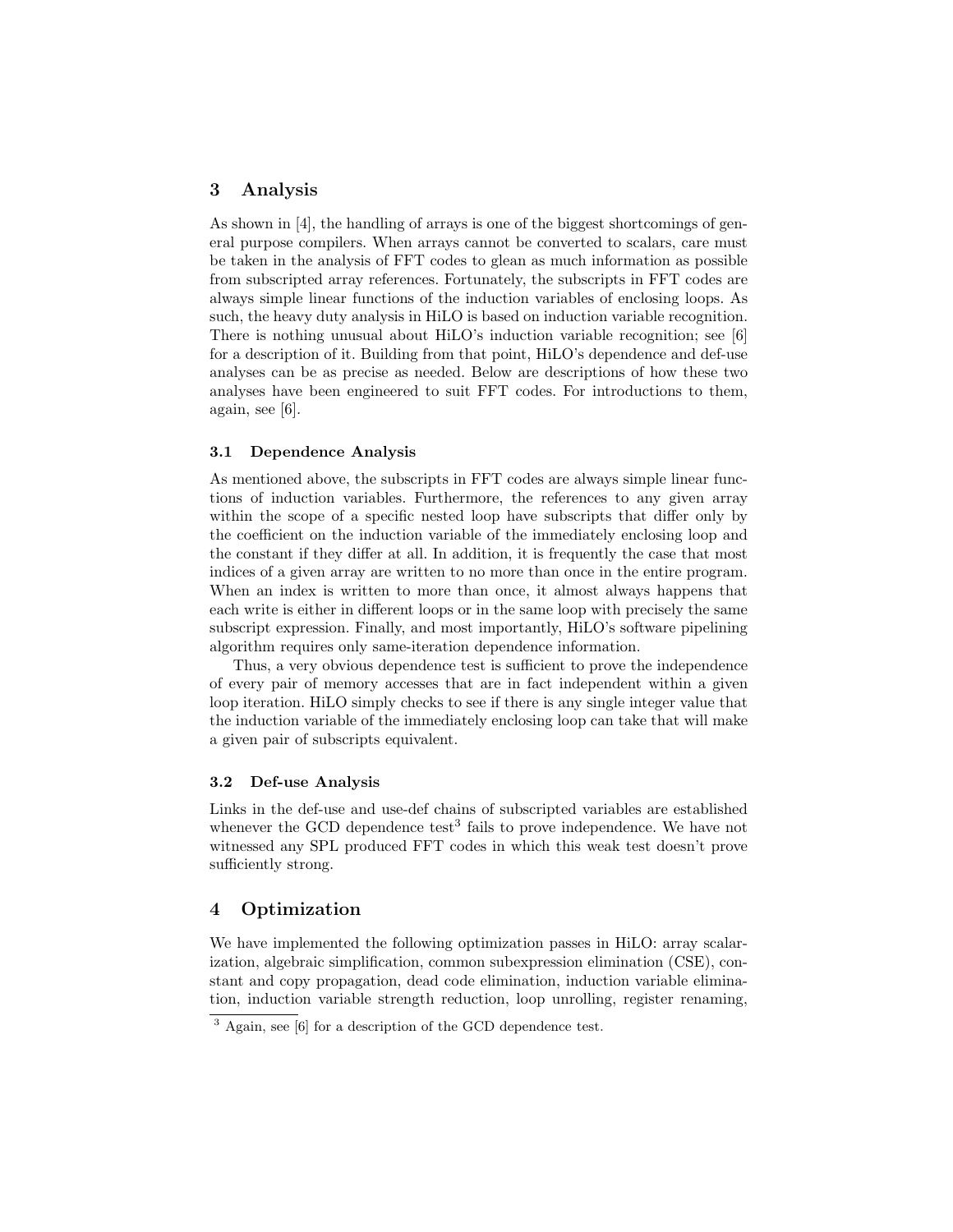## 3 Analysis

As shown in [4], the handling of arrays is one of the biggest shortcomings of general purpose compilers. When arrays cannot be converted to scalars, care must be taken in the analysis of FFT codes to glean as much information as possible from subscripted array references. Fortunately, the subscripts in FFT codes are always simple linear functions of the induction variables of enclosing loops. As such, the heavy duty analysis in HiLO is based on induction variable recognition. There is nothing unusual about HiLO's induction variable recognition; see [6] for a description of it. Building from that point, HiLO's dependence and def-use analyses can be as precise as needed. Below are descriptions of how these two analyses have been engineered to suit FFT codes. For introductions to them, again, see [6].

### 3.1 Dependence Analysis

As mentioned above, the subscripts in FFT codes are always simple linear functions of induction variables. Furthermore, the references to any given array within the scope of a specific nested loop have subscripts that differ only by the coefficient on the induction variable of the immediately enclosing loop and the constant if they differ at all. In addition, it is frequently the case that most indices of a given array are written to no more than once in the entire program. When an index is written to more than once, it almost always happens that each write is either in different loops or in the same loop with precisely the same subscript expression. Finally, and most importantly, HiLO's software pipelining algorithm requires only same-iteration dependence information.

Thus, a very obvious dependence test is sufficient to prove the independence of every pair of memory accesses that are in fact independent within a given loop iteration. HiLO simply checks to see if there is any single integer value that the induction variable of the immediately enclosing loop can take that will make a given pair of subscripts equivalent.

### 3.2 Def-use Analysis

Links in the def-use and use-def chains of subscripted variables are established whenever the GCD dependence test[3] fails to prove independence. We have not witnessed any SPL produced FFT codes in which this weak test doesn't prove sufficiently strong.

## 4 Optimization

We have implemented the following optimization passes in HiLO: array scalarization, algebraic simplification, common subexpression elimination (CSE), constant and copy propagation, dead code elimination, induction variable elimination, induction variable strength reduction, loop unrolling, register renaming,

[3] Again, see [6] for a description of the GCD dependence test.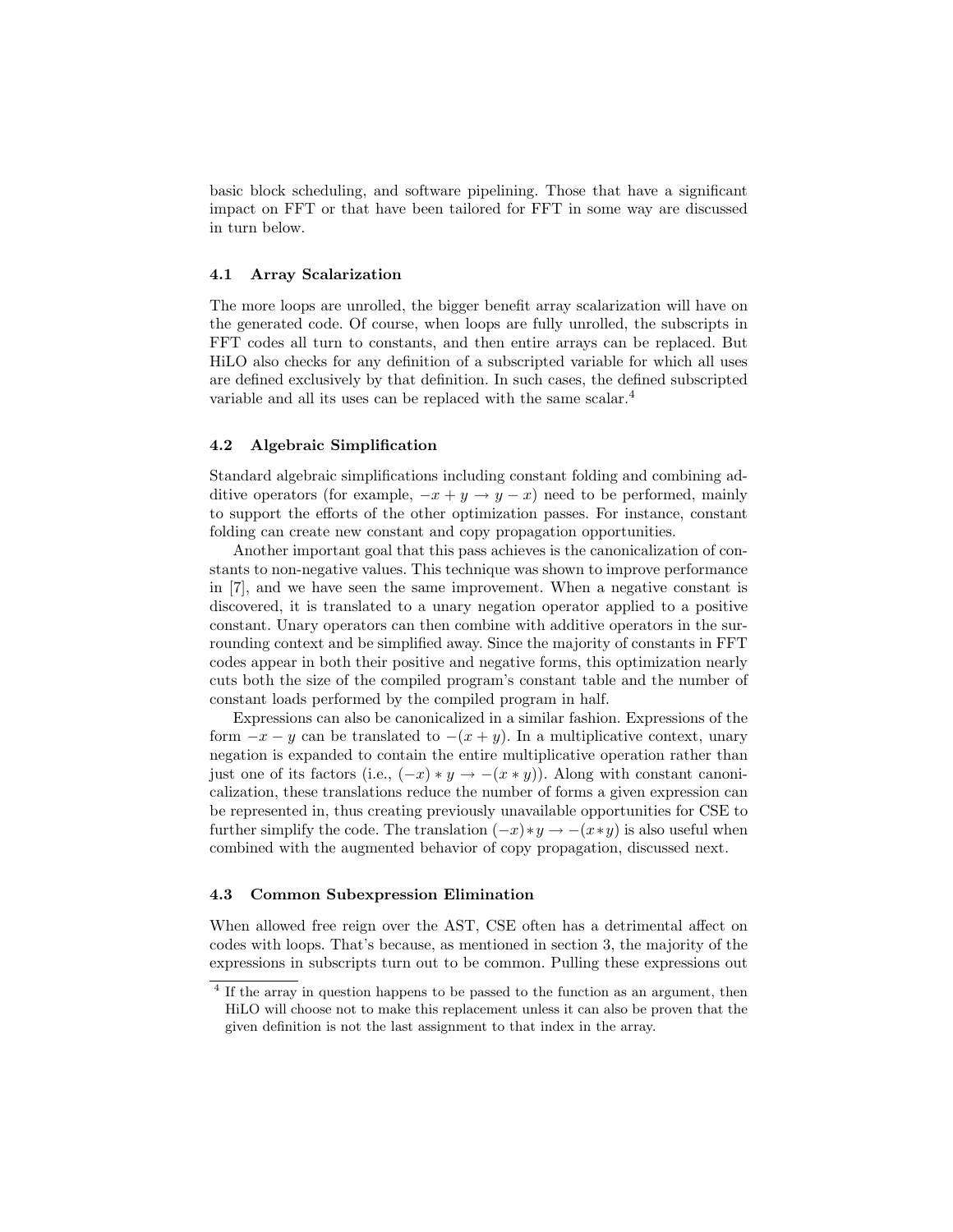basic block scheduling, and software pipelining. Those that have a significant impact on FFT or that have been tailored for FFT in some way are discussed in turn below.

### 4.1 Array Scalarization

The more loops are unrolled, the bigger benefit array scalarization will have on the generated code. Of course, when loops are fully unrolled, the subscripts in FFT codes all turn to constants, and then entire arrays can be replaced. But HiLO also checks for any definition of a subscripted variable for which all uses are defined exclusively by that definition. In such cases, the defined subscripted variable and all its uses can be replaced with the same scalar.[4]

### 4.2 Algebraic Simplification

Standard algebraic simplifications including constant folding and combining additive operators (for example, $-x + y \rightarrow y - x$) need to be performed, mainly to support the efforts of the other optimization passes. For instance, constant folding can create new constant and copy propagation opportunities.

Another important goal that this pass achieves is the canonicalization of constants to non-negative values. This technique was shown to improve performance in [7], and we have seen the same improvement. When a negative constant is discovered, it is translated to a unary negation operator applied to a positive constant. Unary operators can then combine with additive operators in the surrounding context and be simplified away. Since the majority of constants in FFT codes appear in both their positive and negative forms, this optimization nearly cuts both the size of the compiled program's constant table and the number of constant loads performed by the compiled program in half.

Expressions can also be canonicalized in a similar fashion. Expressions of the form $-x - y$ can be translated to $-(x + y)$. In a multiplicative context, unary negation is expanded to contain the entire multiplicative operation rather than just one of its factors (i.e., $(-x) * y \rightarrow -(x * y)$). Along with constant canonicalization, these translations reduce the number of forms a given expression can be represented in, thus creating previously unavailable opportunities for CSE to further simplify the code. The translation $(-x) * y \rightarrow -(x * y)$ is also useful when combined with the augmented behavior of copy propagation, discussed next.

### 4.3 Common Subexpression Elimination

When allowed free reign over the AST, CSE often has a detrimental affect on codes with loops. That's because, as mentioned in section 3, the majority of the expressions in subscripts turn out to be common. Pulling these expressions out

[4] If the array in question happens to be passed to the function as an argument, then HiLO will choose not to make this replacement unless it can also be proven that the given definition is not the last assignment to that index in the array.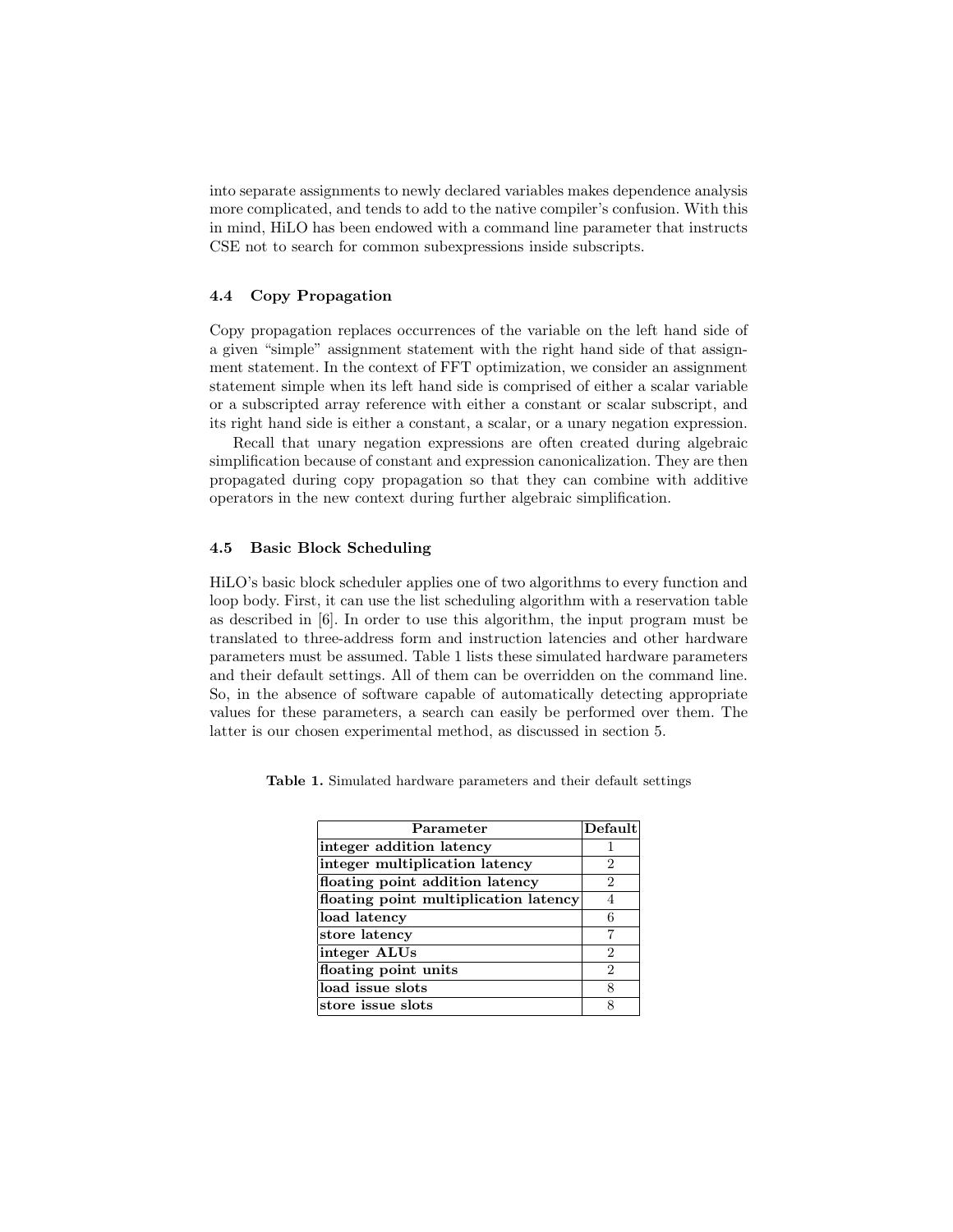into separate assignments to newly declared variables makes dependence analysis more complicated, and tends to add to the native compiler's confusion. With this in mind, HiLO has been endowed with a command line parameter that instructs CSE not to search for common subexpressions inside subscripts.

### 4.4 Copy Propagation

Copy propagation replaces occurrences of the variable on the left hand side of a given "simple" assignment statement with the right hand side of that assignment statement. In the context of FFT optimization, we consider an assignment statement simple when its left hand side is comprised of either a scalar variable or a subscripted array reference with either a constant or scalar subscript, and its right hand side is either a constant, a scalar, or a unary negation expression.

Recall that unary negation expressions are often created during algebraic simplification because of constant and expression canonicalization. They are then propagated during copy propagation so that they can combine with additive operators in the new context during further algebraic simplification.

### 4.5 Basic Block Scheduling

HiLO's basic block scheduler applies one of two algorithms to every function and loop body. First, it can use the list scheduling algorithm with a reservation table as described in [6]. In order to use this algorithm, the input program must be translated to three-address form and instruction latencies and other hardware parameters must be assumed. Table 1 lists these simulated hardware parameters and their default settings. All of them can be overridden on the command line. So, in the absence of software capable of automatically detecting appropriate values for these parameters, a search can easily be performed over them. The latter is our chosen experimental method, as discussed in section 5.

**Table 1.** Simulated hardware parameters and their default settings

| Parameter | Default |
|---|---|
| integer addition latency | 1 |
| integer multiplication latency | 2 |
| floating point addition latency | 2 |
| floating point multiplication latency | 4 |
| load latency | 6 |
| store latency | 7 |
| integer ALUs | 2 |
| floating point units | 2 |
| load issue slots | 8 |
| store issue slots | 8 |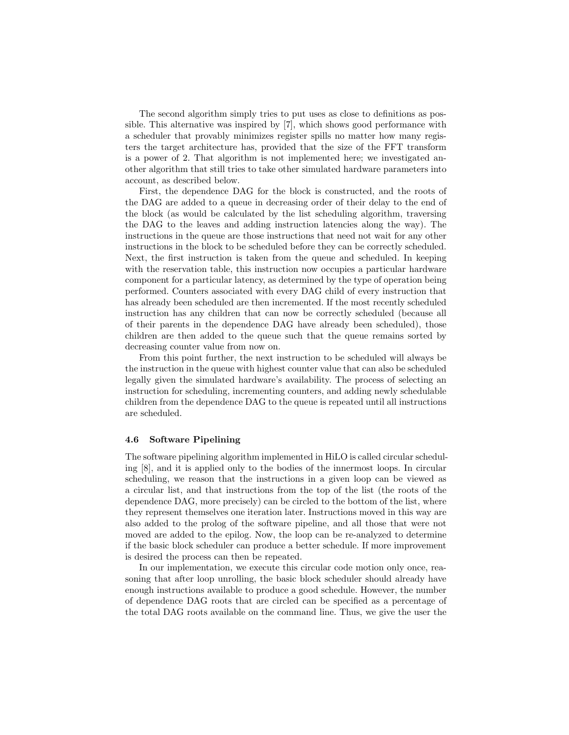The second algorithm simply tries to put uses as close to definitions as possible. This alternative was inspired by [7], which shows good performance with a scheduler that provably minimizes register spills no matter how many registers the target architecture has, provided that the size of the FFT transform is a power of 2. That algorithm is not implemented here; we investigated another algorithm that still tries to take other simulated hardware parameters into account, as described below.

First, the dependence DAG for the block is constructed, and the roots of the DAG are added to a queue in decreasing order of their delay to the end of the block (as would be calculated by the list scheduling algorithm, traversing the DAG to the leaves and adding instruction latencies along the way). The instructions in the queue are those instructions that need not wait for any other instructions in the block to be scheduled before they can be correctly scheduled. Next, the first instruction is taken from the queue and scheduled. In keeping with the reservation table, this instruction now occupies a particular hardware component for a particular latency, as determined by the type of operation being performed. Counters associated with every DAG child of every instruction that has already been scheduled are then incremented. If the most recently scheduled instruction has any children that can now be correctly scheduled (because all of their parents in the dependence DAG have already been scheduled), those children are then added to the queue such that the queue remains sorted by decreasing counter value from now on.

From this point further, the next instruction to be scheduled will always be the instruction in the queue with highest counter value that can also be scheduled legally given the simulated hardware's availability. The process of selecting an instruction for scheduling, incrementing counters, and adding newly schedulable children from the dependence DAG to the queue is repeated until all instructions are scheduled.

### 4.6 Software Pipelining

The software pipelining algorithm implemented in HiLO is called circular scheduling [8], and it is applied only to the bodies of the innermost loops. In circular scheduling, we reason that the instructions in a given loop can be viewed as a circular list, and that instructions from the top of the list (the roots of the dependence DAG, more precisely) can be circled to the bottom of the list, where they represent themselves one iteration later. Instructions moved in this way are also added to the prolog of the software pipeline, and all those that were not moved are added to the epilog. Now, the loop can be re-analyzed to determine if the basic block scheduler can produce a better schedule. If more improvement is desired the process can then be repeated.

In our implementation, we execute this circular code motion only once, reasoning that after loop unrolling, the basic block scheduler should already have enough instructions available to produce a good schedule. However, the number of dependence DAG roots that are circled can be specified as a percentage of the total DAG roots available on the command line. Thus, we give the user the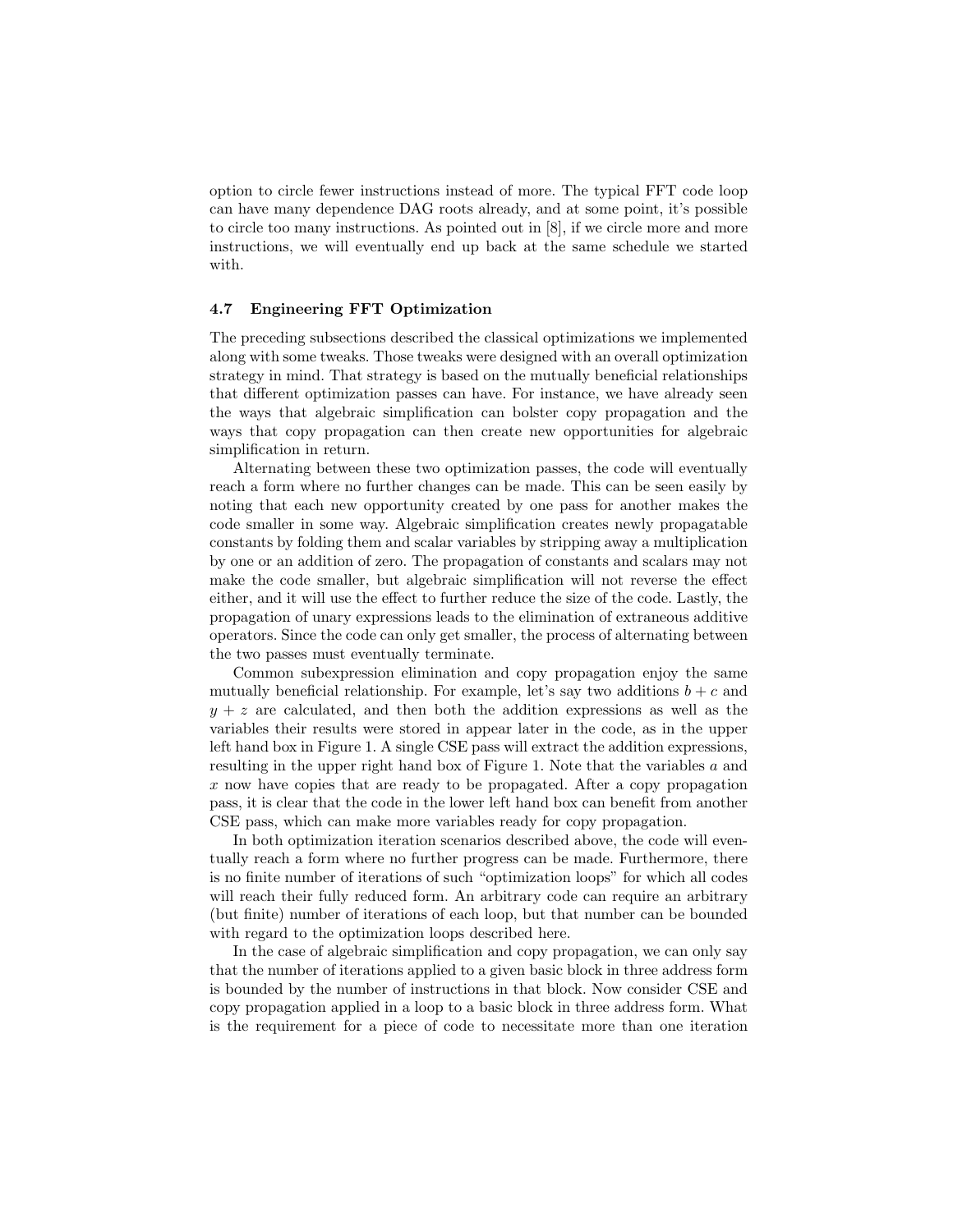option to circle fewer instructions instead of more. The typical FFT code loop can have many dependence DAG roots already, and at some point, it's possible to circle too many instructions. As pointed out in [8], if we circle more and more instructions, we will eventually end up back at the same schedule we started with.

### 4.7 Engineering FFT Optimization

The preceding subsections described the classical optimizations we implemented along with some tweaks. Those tweaks were designed with an overall optimization strategy in mind. That strategy is based on the mutually beneficial relationships that different optimization passes can have. For instance, we have already seen the ways that algebraic simplification can bolster copy propagation and the ways that copy propagation can then create new opportunities for algebraic simplification in return.

Alternating between these two optimization passes, the code will eventually reach a form where no further changes can be made. This can be seen easily by noting that each new opportunity created by one pass for another makes the code smaller in some way. Algebraic simplification creates newly propagatable constants by folding them and scalar variables by stripping away a multiplication by one or an addition of zero. The propagation of constants and scalars may not make the code smaller, but algebraic simplification will not reverse the effect either, and it will use the effect to further reduce the size of the code. Lastly, the propagation of unary expressions leads to the elimination of extraneous additive operators. Since the code can only get smaller, the process of alternating between the two passes must eventually terminate.

Common subexpression elimination and copy propagation enjoy the same mutually beneficial relationship. For example, let's say two additions $b + c$ and $y + z$ are calculated, and then both the addition expressions as well as the variables their results were stored in appear later in the code, as in the upper left hand box in Figure 1. A single CSE pass will extract the addition expressions, resulting in the upper right hand box of Figure 1. Note that the variables $a$ and $x$ now have copies that are ready to be propagated. After a copy propagation pass, it is clear that the code in the lower left hand box can benefit from another CSE pass, which can make more variables ready for copy propagation.

In both optimization iteration scenarios described above, the code will eventually reach a form where no further progress can be made. Furthermore, there is no finite number of iterations of such "optimization loops" for which all codes will reach their fully reduced form. An arbitrary code can require an arbitrary (but finite) number of iterations of each loop, but that number can be bounded with regard to the optimization loops described here.

In the case of algebraic simplification and copy propagation, we can only say that the number of iterations applied to a given basic block in three address form is bounded by the number of instructions in that block. Now consider CSE and copy propagation applied in a loop to a basic block in three address form. What is the requirement for a piece of code to necessitate more than one iteration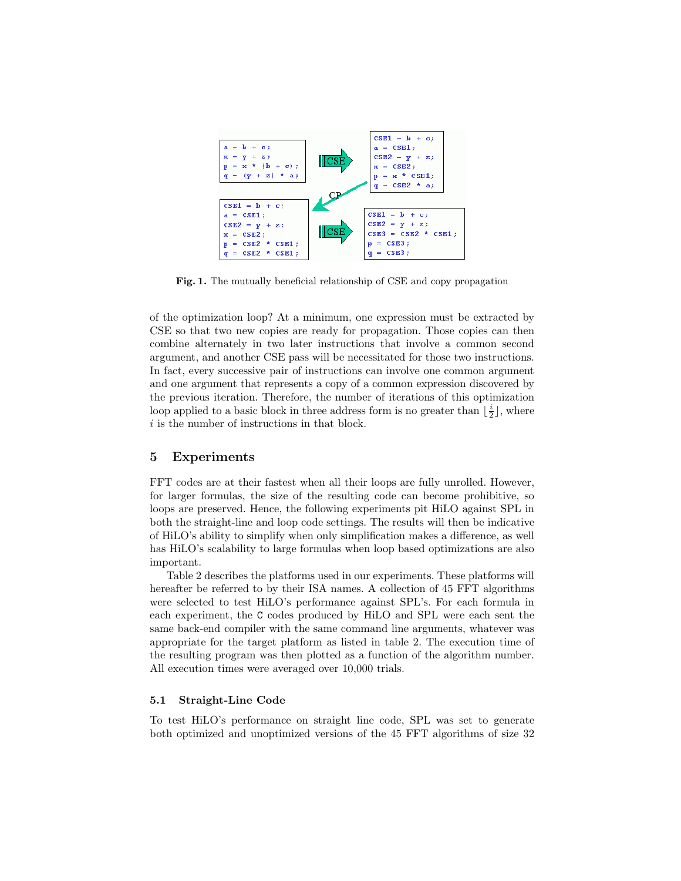```
a = b + c;
x = y + z;
p = x * (b + c);
q = (y + z) * a;
```

```
CSE1 = b + c;
a = CSE1;
CSE2 = y + z;
x = CSE2;
p = x * CSE1;
q = CSE2 * a;
```

```
CSE1 = b + c;
a = CSE1;
CSE2 = y + z;
x = CSE2;
p = CSE2 * CSE1;
q = CSE2 * CSE1;
```

```
CSE1 = b + c;
CSE2 = y + z;
CSE3 = CSE2 * CSE1;
p = CSE3;
q = CSE3;
```

**Fig. 1.** The mutually beneficial relationship of CSE and copy propagation

of the optimization loop? At a minimum, one expression must be extracted by CSE so that two new copies are ready for propagation. Those copies can then combine alternately in two later instructions that involve a common second argument, and another CSE pass will be necessitated for those two instructions. In fact, every successive pair of instructions can involve one common argument and one argument that represents a copy of a common expression discovered by the previous iteration. Therefore, the number of iterations of this optimization loop applied to a basic block in three address form is no greater than $\lfloor \frac{i}{2} \rfloor$, where $i$ is the number of instructions in that block.

## 5 Experiments

FFT codes are at their fastest when all their loops are fully unrolled. However, for larger formulas, the size of the resulting code can become prohibitive, so loops are preserved. Hence, the following experiments pit HiLO against SPL in both the straight-line and loop code settings. The results will then be indicative of HiLO's ability to simplify when only simplification makes a difference, as well has HiLO's scalability to large formulas when loop based optimizations are also important.

Table 2 describes the platforms used in our experiments. These platforms will hereafter be referred to by their ISA names. A collection of 45 FFT algorithms were selected to test HiLO's performance against SPL's. For each formula in each experiment, the C codes produced by HiLO and SPL were each sent the same back-end compiler with the same command line arguments, whatever was appropriate for the target platform as listed in table 2. The execution time of the resulting program was then plotted as a function of the algorithm number. All execution times were averaged over 10,000 trials.

### 5.1 Straight-Line Code

To test HiLO's performance on straight line code, SPL was set to generate both optimized and unoptimized versions of the 45 FFT algorithms of size 32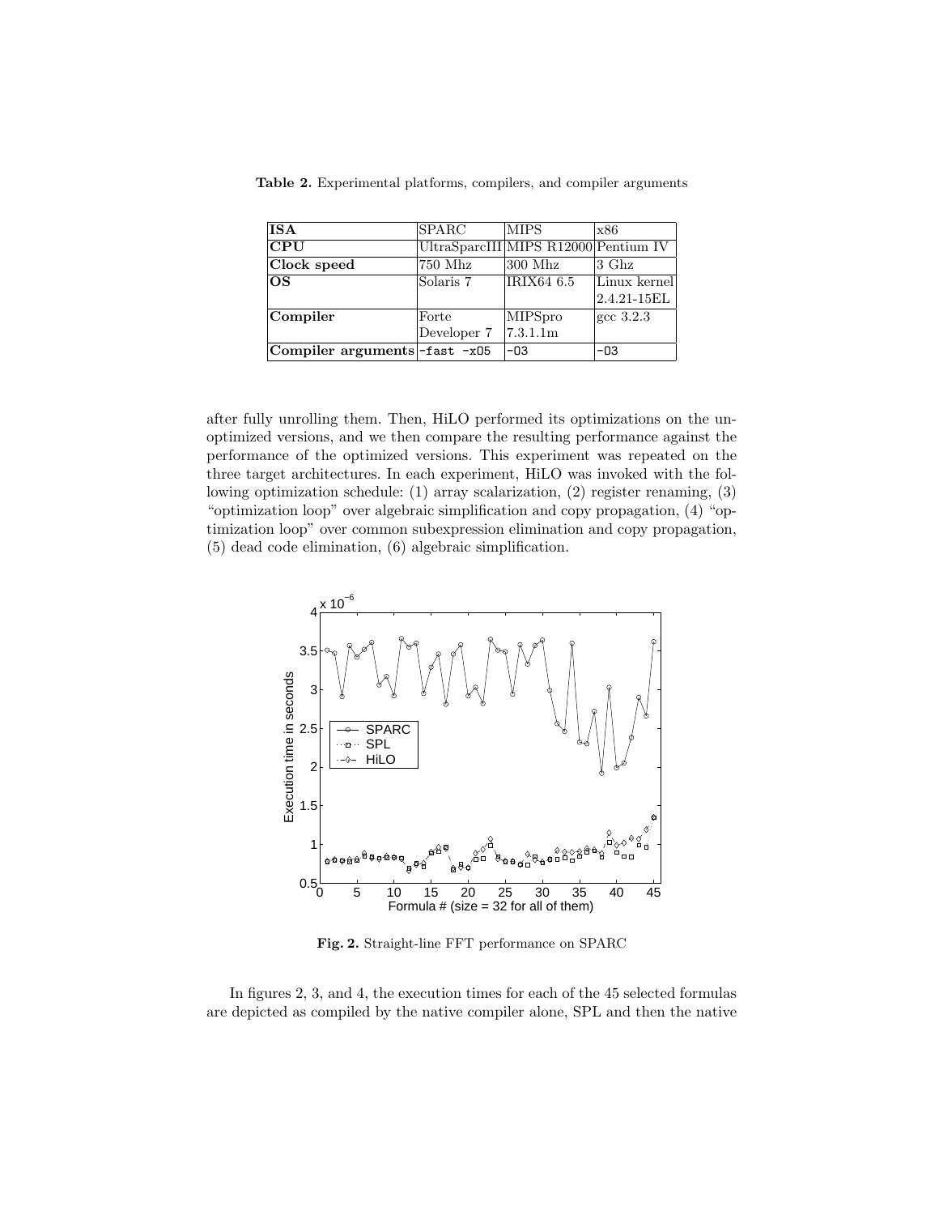**Table 2.** Experimental platforms, compilers, and compiler arguments

| ISA | SPARC | MIPS | x86 |
|---|---|---|---|
| **CPU** | UltraSparcIII | MIPS R12000 | Pentium IV |
| **Clock speed** | 750 Mhz | 300 Mhz | 3 Ghz |
| **OS** | Solaris 7 | IRIX64 6.5 | Linux kernel 2.4.21-15EL |
| **Compiler** | Forte Developer 7 | MIPSpro 7.3.1.1m | gcc 3.2.3 |
| **Compiler arguments** | `-fast -xO5` | `-O3` | `-O3` |

after fully unrolling them. Then, HiLO performed its optimizations on the unoptimized versions, and we then compare the resulting performance against the performance of the optimized versions. This experiment was repeated on the three target architectures. In each experiment, HiLO was invoked with the following optimization schedule: (1) array scalarization, (2) register renaming, (3) "optimization loop" over algebraic simplification and copy propagation, (4) "optimization loop" over common subexpression elimination and copy propagation, (5) dead code elimination, (6) algebraic simplification.

**Fig. 2.** Straight-line FFT performance on SPARC

In figures 2, 3, and 4, the execution times for each of the 45 selected formulas are depicted as compiled by the native compiler alone, SPL and then the native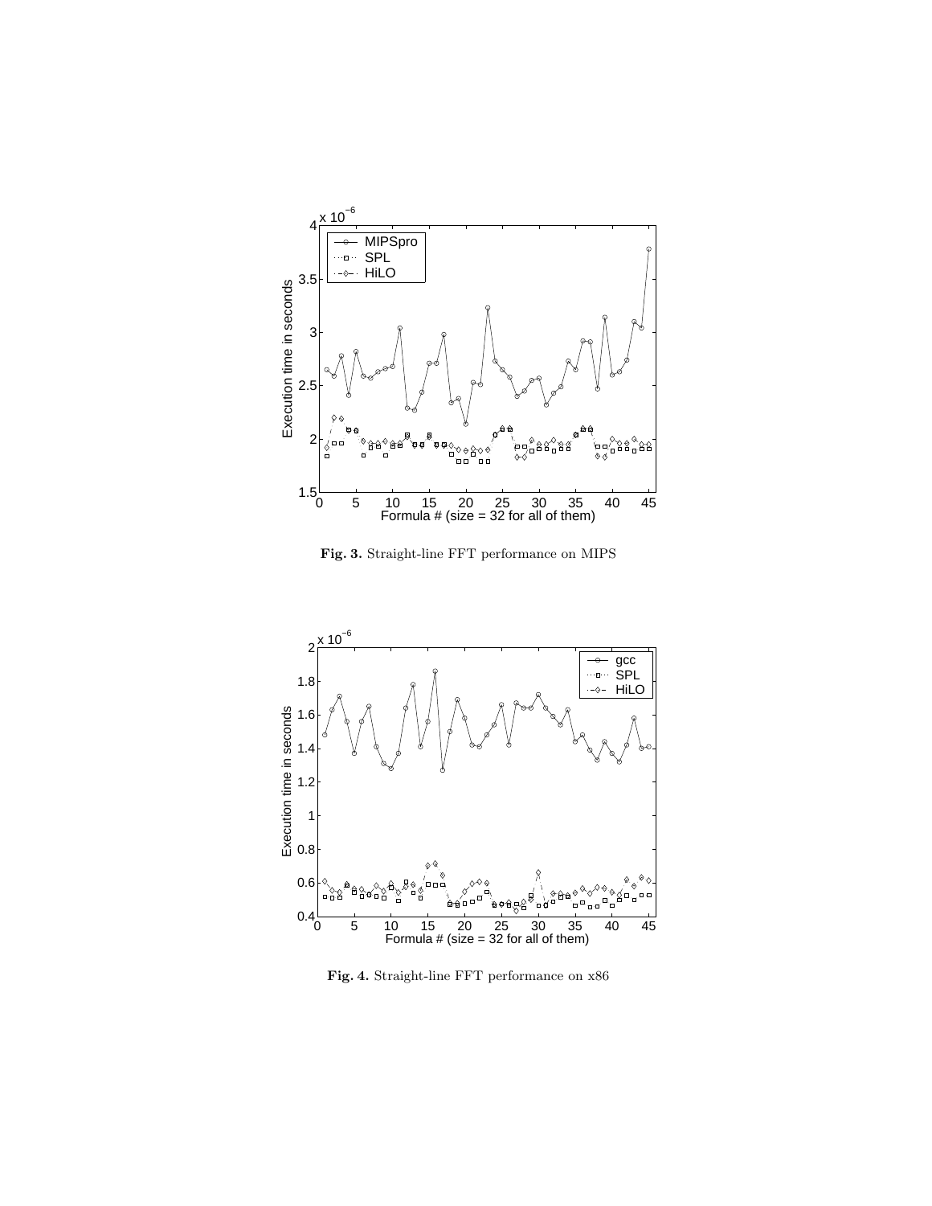**Fig. 3.** Straight-line FFT performance on MIPS

**Fig. 4.** Straight-line FFT performance on x86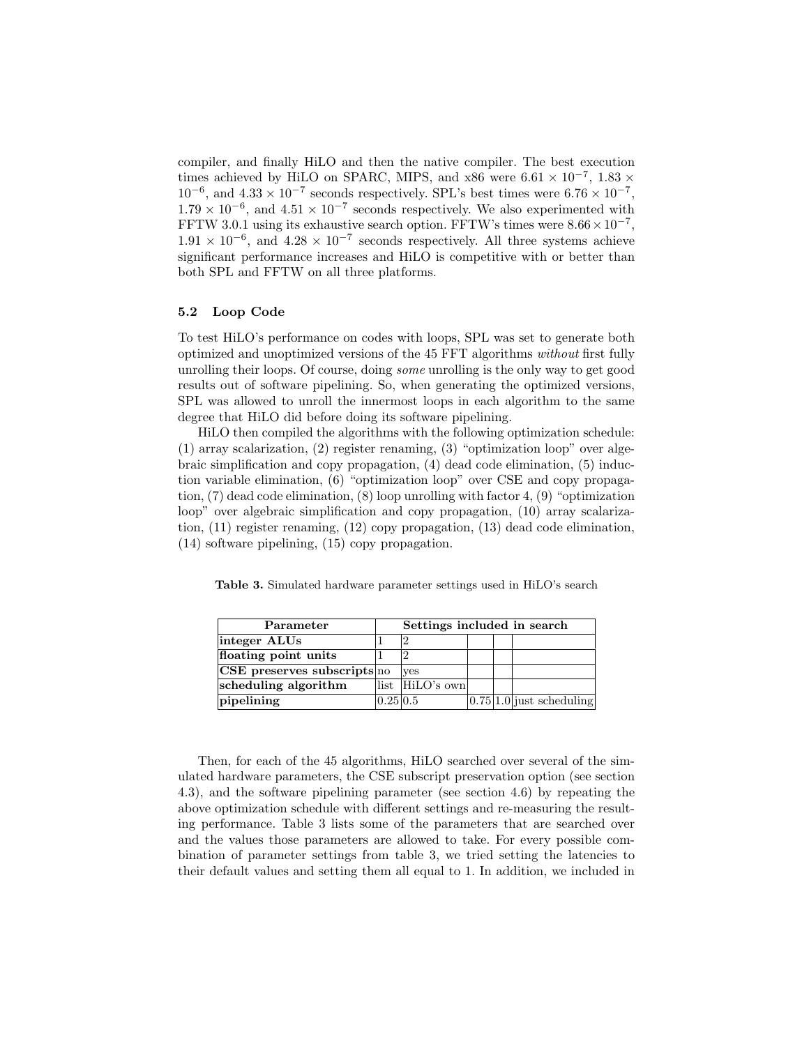compiler, and finally HiLO and then the native compiler. The best execution times achieved by HiLO on SPARC, MIPS, and x86 were $6.61 \times 10^{-7}$, $1.83 \times 10^{-6}$, and $4.33 \times 10^{-7}$ seconds respectively. SPL's best times were $6.76 \times 10^{-7}$, $1.79 \times 10^{-6}$, and $4.51 \times 10^{-7}$ seconds respectively. We also experimented with FFTW 3.0.1 using its exhaustive search option. FFTW's times were $8.66 \times 10^{-7}$, $1.91 \times 10^{-6}$, and $4.28 \times 10^{-7}$ seconds respectively. All three systems achieve significant performance increases and HiLO is competitive with or better than both SPL and FFTW on all three platforms.

### 5.2 Loop Code

To test HiLO's performance on codes with loops, SPL was set to generate both optimized and unoptimized versions of the 45 FFT algorithms *without* first fully unrolling their loops. Of course, doing *some* unrolling is the only way to get good results out of software pipelining. So, when generating the optimized versions, SPL was allowed to unroll the innermost loops in each algorithm to the same degree that HiLO did before doing its software pipelining.

HiLO then compiled the algorithms with the following optimization schedule: (1) array scalarization, (2) register renaming, (3) "optimization loop" over algebraic simplification and copy propagation, (4) dead code elimination, (5) induction variable elimination, (6) "optimization loop" over CSE and copy propagation, (7) dead code elimination, (8) loop unrolling with factor 4, (9) "optimization loop" over algebraic simplification and copy propagation, (10) array scalarization, (11) register renaming, (12) copy propagation, (13) dead code elimination, (14) software pipelining, (15) copy propagation.

**Table 3.** Simulated hardware parameter settings used in HiLO's search

| **Parameter** | **Settings included in search** | | | | |
|---|---|---|---|---|---|
| **integer ALUs** | 1 | 2 | | | |
| **floating point units** | 1 | 2 | | | |
| **CSE preserves subscripts** | no | yes | | | |
| **scheduling algorithm** | list | HiLO's own | | | |
| **pipelining** | 0.25 | 0.5 | 0.75 | 1.0 | just scheduling |

Then, for each of the 45 algorithms, HiLO searched over several of the simulated hardware parameters, the CSE subscript preservation option (see section 4.3), and the software pipelining parameter (see section 4.6) by repeating the above optimization schedule with different settings and re-measuring the resulting performance. Table 3 lists some of the parameters that are searched over and the values those parameters are allowed to take. For every possible combination of parameter settings from table 3, we tried setting the latencies to their default values and setting them all equal to 1. In addition, we included in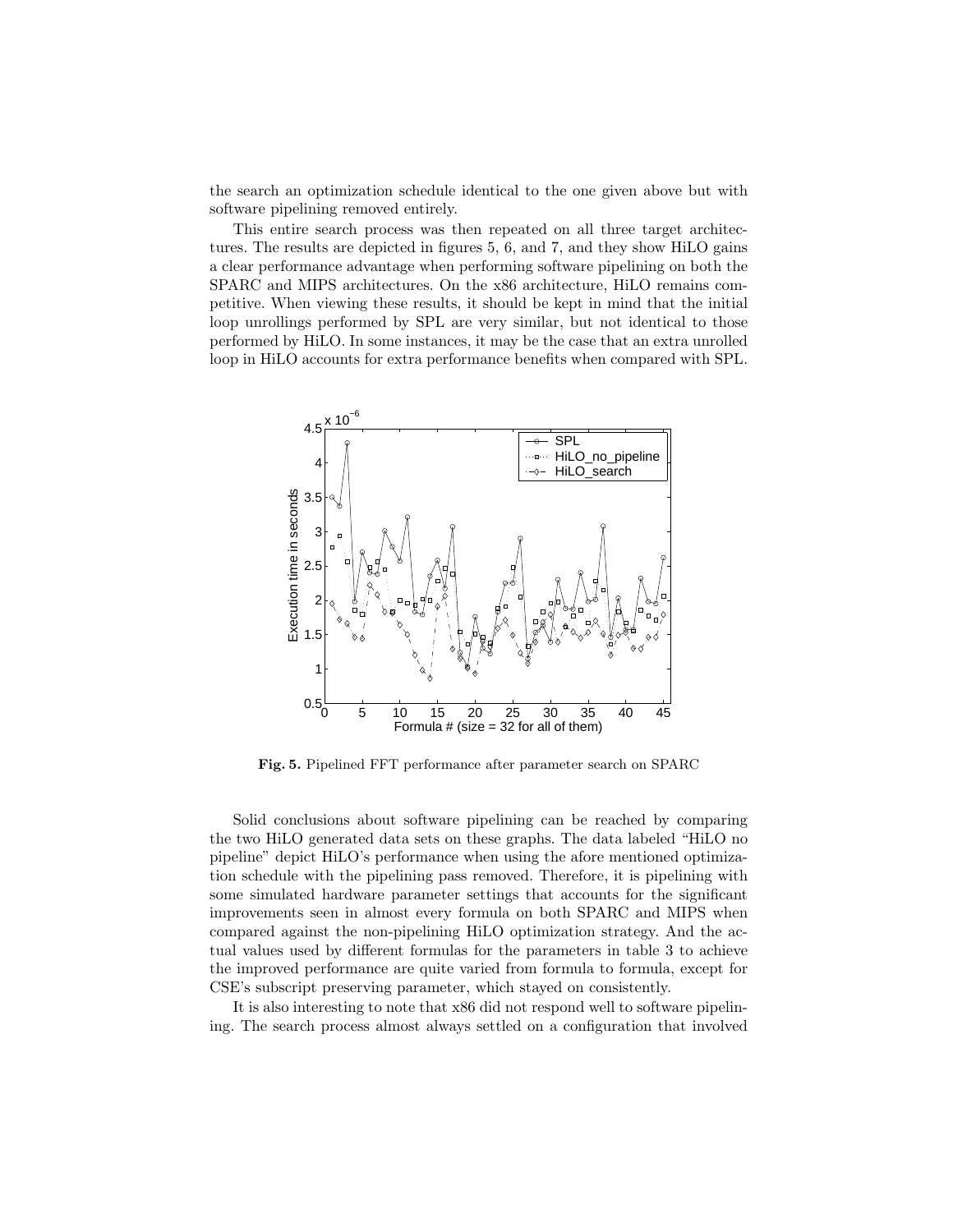the search an optimization schedule identical to the one given above but with software pipelining removed entirely.

This entire search process was then repeated on all three target architectures. The results are depicted in figures 5, 6, and 7, and they show HiLO gains a clear performance advantage when performing software pipelining on both the SPARC and MIPS architectures. On the x86 architecture, HiLO remains competitive. When viewing these results, it should be kept in mind that the initial loop unrollings performed by SPL are very similar, but not identical to those performed by HiLO. In some instances, it may be the case that an extra unrolled loop in HiLO accounts for extra performance benefits when compared with SPL.

**Fig. 5.** Pipelined FFT performance after parameter search on SPARC

Solid conclusions about software pipelining can be reached by comparing the two HiLO generated data sets on these graphs. The data labeled "HiLO no pipeline" depict HiLO's performance when using the afore mentioned optimization schedule with the pipelining pass removed. Therefore, it is pipelining with some simulated hardware parameter settings that accounts for the significant improvements seen in almost every formula on both SPARC and MIPS when compared against the non-pipelining HiLO optimization strategy. And the actual values used by different formulas for the parameters in table 3 to achieve the improved performance are quite varied from formula to formula, except for CSE's subscript preserving parameter, which stayed on consistently.

It is also interesting to note that x86 did not respond well to software pipelining. The search process almost always settled on a configuration that involved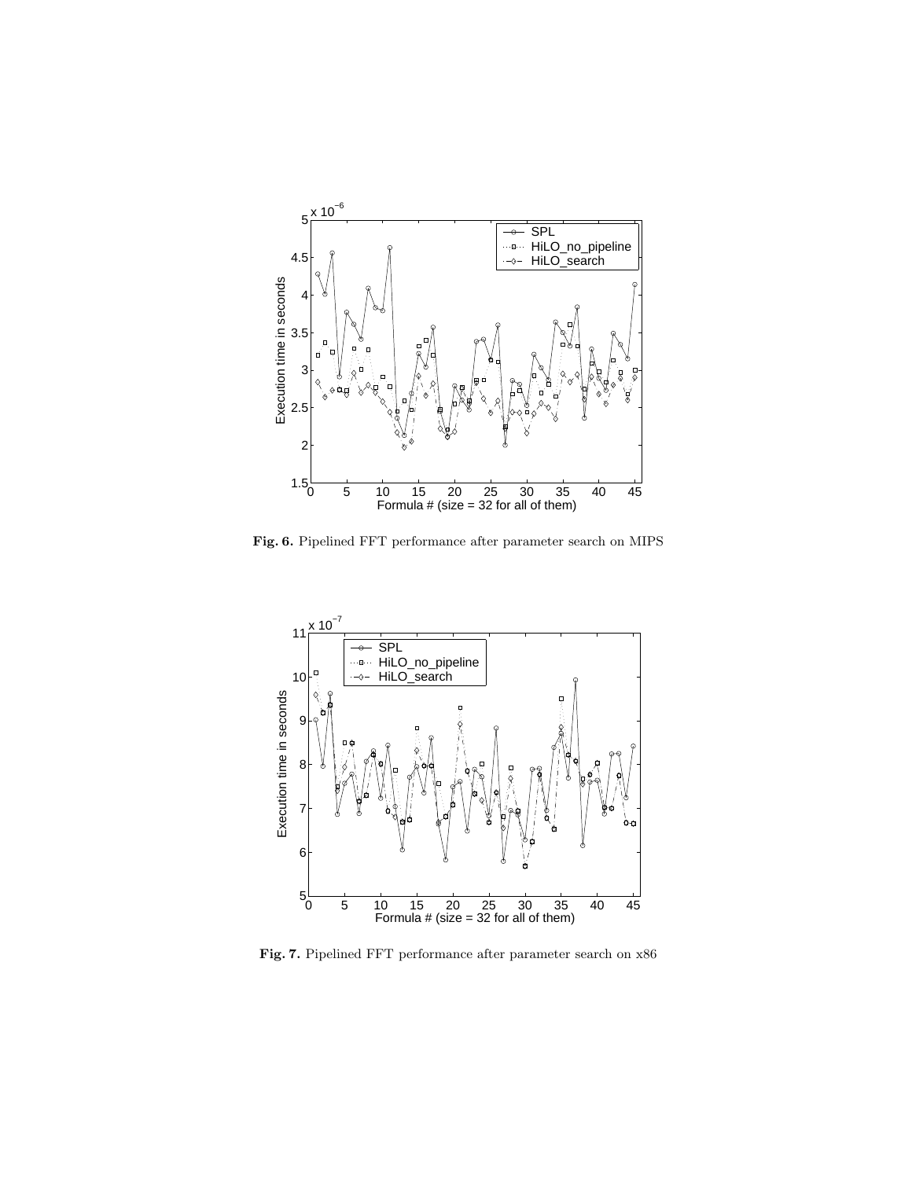**Fig. 6.** Pipelined FFT performance after parameter search on MIPS

**Fig. 7.** Pipelined FFT performance after parameter search on x86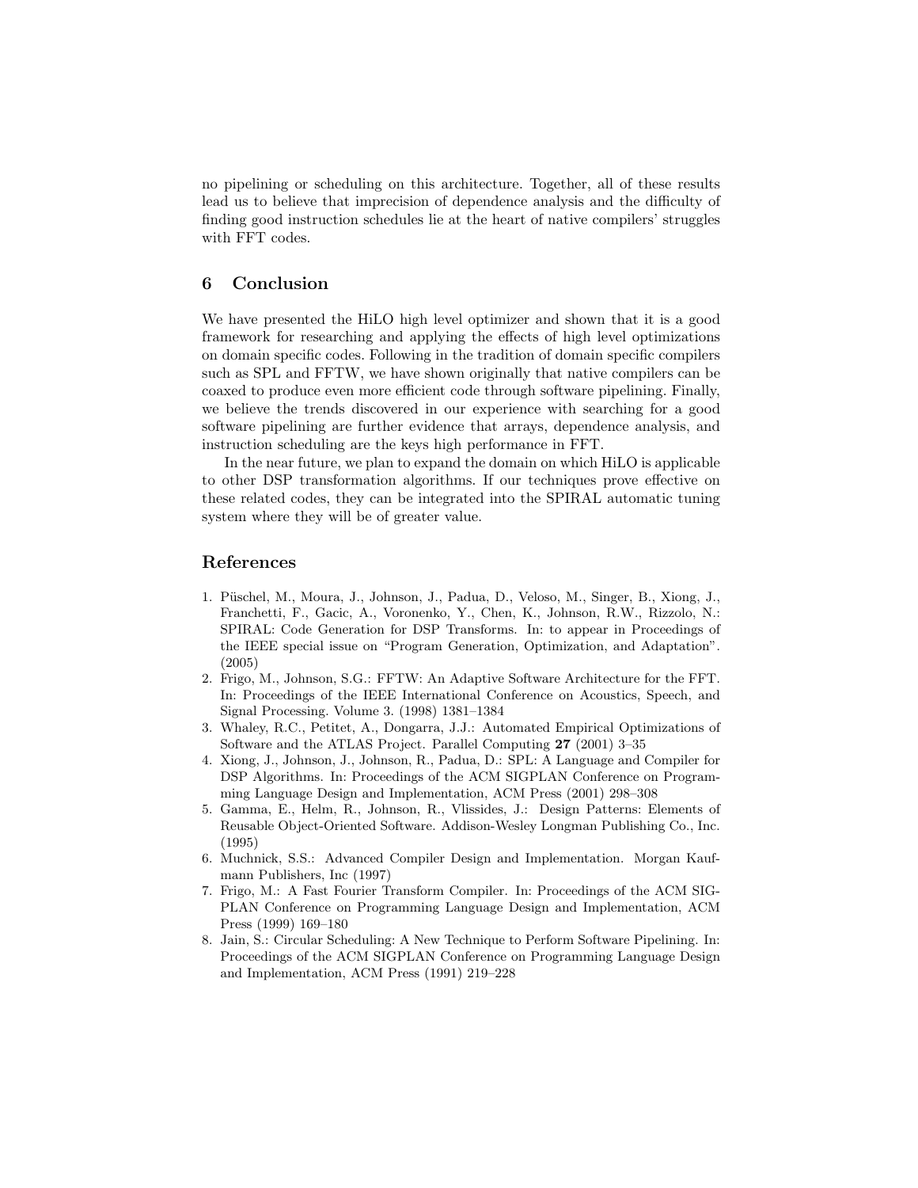no pipelining or scheduling on this architecture. Together, all of these results lead us to believe that imprecision of dependence analysis and the difficulty of finding good instruction schedules lie at the heart of native compilers' struggles with FFT codes.

## 6 Conclusion

We have presented the HiLO high level optimizer and shown that it is a good framework for researching and applying the effects of high level optimizations on domain specific codes. Following in the tradition of domain specific compilers such as SPL and FFTW, we have shown originally that native compilers can be coaxed to produce even more efficient code through software pipelining. Finally, we believe the trends discovered in our experience with searching for a good software pipelining are further evidence that arrays, dependence analysis, and instruction scheduling are the keys high performance in FFT.

In the near future, we plan to expand the domain on which HiLO is applicable to other DSP transformation algorithms. If our techniques prove effective on these related codes, they can be integrated into the SPIRAL automatic tuning system where they will be of greater value.

## References

1. Püschel, M., Moura, J., Johnson, J., Padua, D., Veloso, M., Singer, B., Xiong, J., Franchetti, F., Gacic, A., Voronenko, Y., Chen, K., Johnson, R.W., Rizzolo, N.: SPIRAL: Code Generation for DSP Transforms. In: to appear in Proceedings of the IEEE special issue on "Program Generation, Optimization, and Adaptation". (2005)
2. Frigo, M., Johnson, S.G.: FFTW: An Adaptive Software Architecture for the FFT. In: Proceedings of the IEEE International Conference on Acoustics, Speech, and Signal Processing. Volume 3. (1998) 1381–1384
3. Whaley, R.C., Petitet, A., Dongarra, J.J.: Automated Empirical Optimizations of Software and the ATLAS Project. Parallel Computing **27** (2001) 3–35
4. Xiong, J., Johnson, J., Johnson, R., Padua, D.: SPL: A Language and Compiler for DSP Algorithms. In: Proceedings of the ACM SIGPLAN Conference on Programming Language Design and Implementation, ACM Press (2001) 298–308
5. Gamma, E., Helm, R., Johnson, R., Vlissides, J.: Design Patterns: Elements of Reusable Object-Oriented Software. Addison-Wesley Longman Publishing Co., Inc. (1995)
6. Muchnick, S.S.: Advanced Compiler Design and Implementation. Morgan Kaufmann Publishers, Inc (1997)
7. Frigo, M.: A Fast Fourier Transform Compiler. In: Proceedings of the ACM SIGPLAN Conference on Programming Language Design and Implementation, ACM Press (1999) 169–180
8. Jain, S.: Circular Scheduling: A New Technique to Perform Software Pipelining. In: Proceedings of the ACM SIGPLAN Conference on Programming Language Design and Implementation, ACM Press (1991) 219–228